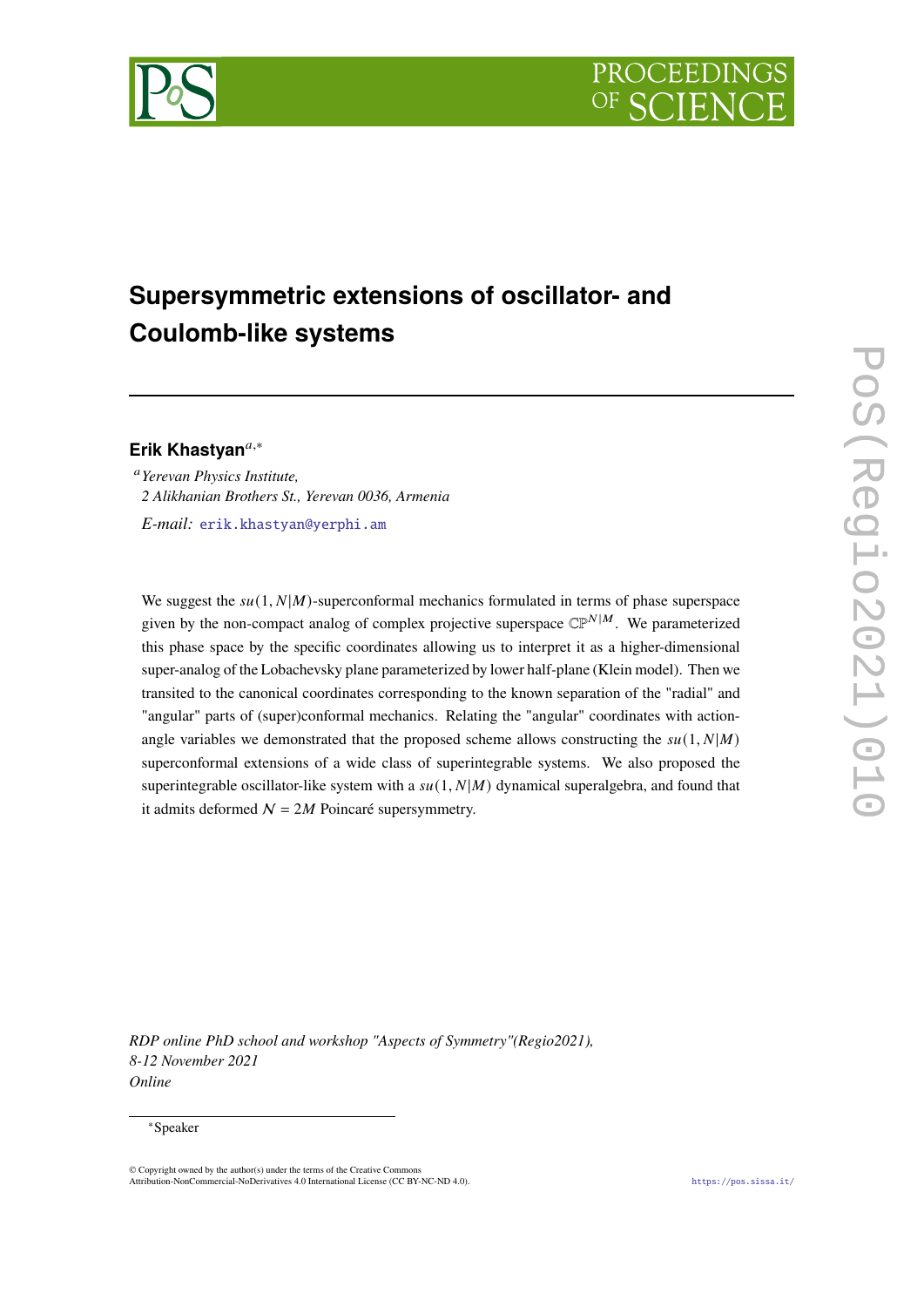# Supersymmetric extensions of oscillator- and Coulomb-like systems

**Erik Khastyan**[a,*]

[a] *Yerevan Physics Institute,*
*2 Alikhanian Brothers St., Yerevan 0036, Armenia*

*E-mail:* erik.khastyan@yerphi.am

We suggest the $su(1, N|M)$-superconformal mechanics formulated in terms of phase superspace given by the non-compact analog of complex projective superspace $\mathbb{CP}^{N|M}$. We parameterized this phase space by the specific coordinates allowing us to interpret it as a higher-dimensional super-analog of the Lobachevsky plane parameterized by lower half-plane (Klein model). Then we transited to the canonical coordinates corresponding to the known separation of the "radial" and "angular" parts of (super)conformal mechanics. Relating the "angular" coordinates with action-angle variables we demonstrated that the proposed scheme allows constructing the $su(1, N|M)$ superconformal extensions of a wide class of superintegrable systems. We also proposed the superintegrable oscillator-like system with a $su(1, N|M)$ dynamical superalgebra, and found that it admits deformed $\mathcal{N} = 2M$ Poincaré supersymmetry.

*RDP online PhD school and workshop "Aspects of Symmetry"(Regio2021),*
*8-12 November 2021*
*Online*

[*] Speaker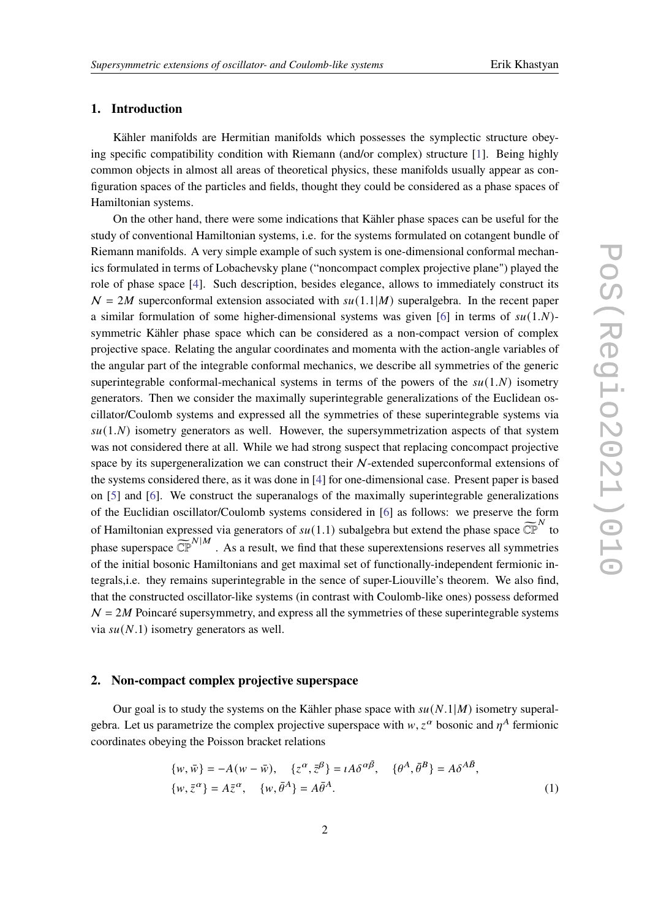## 1. Introduction

Kähler manifolds are Hermitian manifolds which possesses the symplectic structure obeying specific compatibility condition with Riemann (and/or complex) structure [1]. Being highly common objects in almost all areas of theoretical physics, these manifolds usually appear as configuration spaces of the particles and fields, thought they could be considered as a phase spaces of Hamiltonian systems.

On the other hand, there were some indications that Kähler phase spaces can be useful for the study of conventional Hamiltonian systems, i.e. for the systems formulated on cotangent bundle of Riemann manifolds. A very simple example of such system is one-dimensional conformal mechanics formulated in terms of Lobachevsky plane ("noncompact complex projective plane") played the role of phase space [4]. Such description, besides elegance, allows to immediately construct its $\mathcal{N} = 2M$ superconformal extension associated with $su(1.1|M)$ superalgebra. In the recent paper a similar formulation of some higher-dimensional systems was given [6] in terms of $su(1.N)$-symmetric Kähler phase space which can be considered as a non-compact version of complex projective space. Relating the angular coordinates and momenta with the action-angle variables of the angular part of the integrable conformal mechanics, we describe all symmetries of the generic superintegrable conformal-mechanical systems in terms of the powers of the $su(1.N)$ isometry generators. Then we consider the maximally superintegrable generalizations of the Euclidean oscillator/Coulomb systems and expressed all the symmetries of these superintegrable systems via $su(1.N)$ isometry generators as well. However, the supersymmetrization aspects of that system was not considered there at all. While we had strong suspect that replacing concompact projective space by its supergeneralization we can construct their $\mathcal{N}$-extended superconformal extensions of the systems considered there, as it was done in [4] for one-dimensional case. Present paper is based on [5] and [6]. We construct the superanalogs of the maximally superintegrable generalizations of the Euclidian oscillator/Coulomb systems considered in [6] as follows: we preserve the form of Hamiltonian expressed via generators of $su(1.1)$ subalgebra but extend the phase space $\widetilde{\mathbb{CP}}^N$ to phase superspace $\widetilde{\mathbb{CP}}^{N|M}$ . As a result, we find that these superextensions reserves all symmetries of the initial bosonic Hamiltonians and get maximal set of functionally-independent fermionic integrals,i.e. they remains superintegrable in the sence of super-Liouville's theorem. We also find, that the constructed oscillator-like systems (in contrast with Coulomb-like ones) possess deformed $\mathcal{N} = 2M$ Poincaré supersymmetry, and express all the symmetries of these superintegrable systems via $su(N.1)$ isometry generators as well.

## 2. Non-compact complex projective superspace

Our goal is to study the systems on the Kähler phase space with $su(N.1|M)$ isometry superalgebra. Let us parametrize the complex projective superspace with $w, z^\alpha$ bosonic and $\eta^A$ fermionic coordinates obeying the Poisson bracket relations

$$
\{w, \bar{w}\} = -A(w - \bar{w}), \quad \{z^\alpha, \bar{z}^\beta\} = \imath A\delta^{\alpha\bar{\beta}}, \quad \{\theta^A, \bar{\theta}^B\} = A\delta^{A\bar{B}},
$$
$$
\{w, \bar{z}^\alpha\} = A\bar{z}^\alpha, \quad \{w, \bar{\theta}^A\} = A\bar{\theta}^A. \tag{1}
$$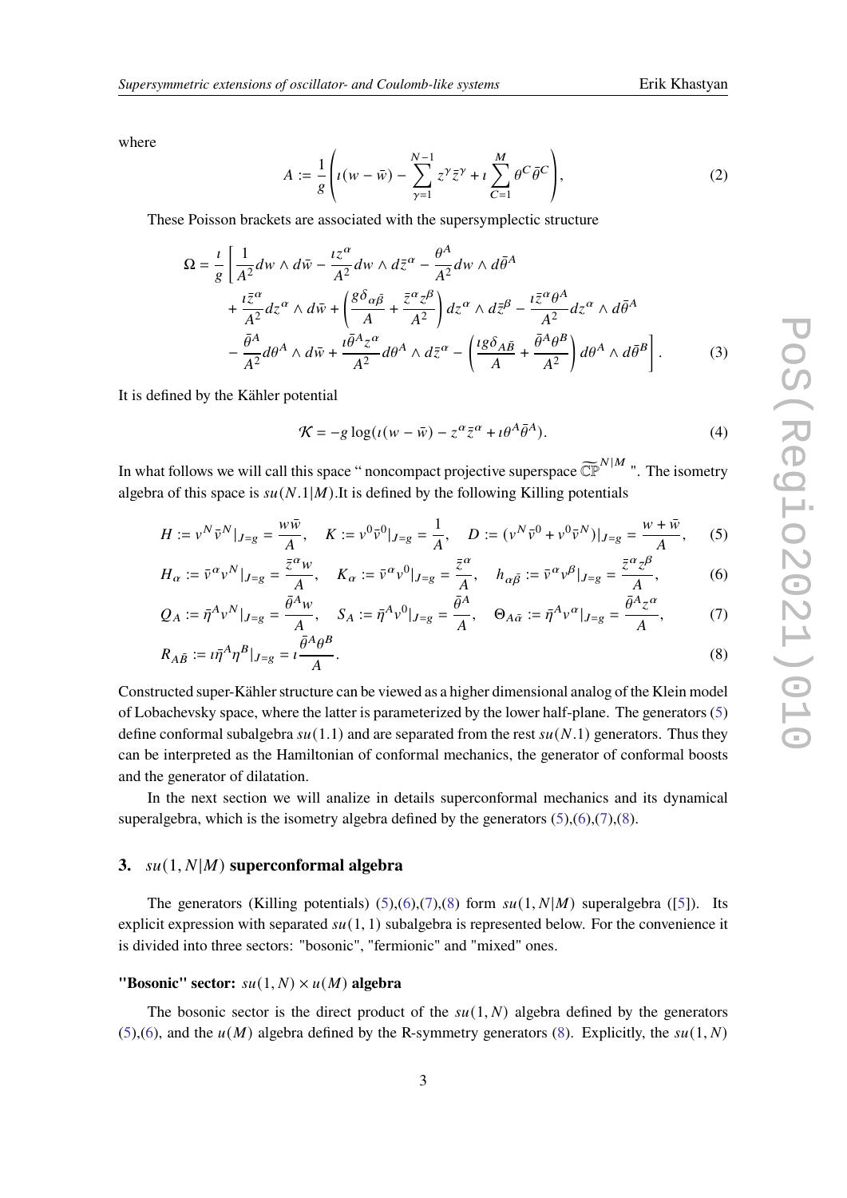where

$$A := \frac{1}{g}\left(\imath(w-\bar{w}) - \sum_{\gamma=1}^{N-1} z^{\gamma}\bar{z}^{\gamma} + \imath\sum_{C=1}^{M}\theta^{C}\bar{\theta}^{C}\right), \tag{2}$$

These Poisson brackets are associated with the supersymplectic structure

$$\begin{aligned}
\Omega = \frac{\imath}{g}\Bigg[ &\frac{1}{A^2} dw\wedge d\bar{w} - \frac{\imath z^{\alpha}}{A^2} dw\wedge d\bar{z}^{\alpha} - \frac{\theta^{A}}{A^2} dw\wedge d\bar{\theta}^{A} \\
&+ \frac{\imath\bar{z}^{\alpha}}{A^2} dz^{\alpha}\wedge d\bar{w} + \left(\frac{g\delta_{\alpha\bar{\beta}}}{A} + \frac{\bar{z}^{\alpha}z^{\beta}}{A^2}\right) dz^{\alpha}\wedge d\bar{z}^{\beta} - \frac{\imath\bar{z}^{\alpha}\theta^{A}}{A^2} dz^{\alpha}\wedge d\bar{\theta}^{A} \\
&- \frac{\bar{\theta}^{A}}{A^2} d\theta^{A}\wedge d\bar{w} + \frac{\imath\bar{\theta}^{A}z^{\alpha}}{A^2} d\theta^{A}\wedge d\bar{z}^{\alpha} - \left(\frac{\imath g\delta_{A\bar{B}}}{A} + \frac{\bar{\theta}^{A}\theta^{B}}{A^2}\right) d\theta^{A}\wedge d\bar{\theta}^{B}\Bigg].
\end{aligned} \tag{3}$$

It is defined by the Kähler potential

$$\mathcal{K} = -g\log(\imath(w-\bar{w}) - z^{\alpha}\bar{z}^{\alpha} + \imath\theta^{A}\bar{\theta}^{A}). \tag{4}$$

In what follows we will call this space " noncompact projective superspace $\widetilde{\mathbb{CP}}^{N|M}$ ". The isometry algebra of this space is $su(N.1|M)$.It is defined by the following Killing potentials

$$H := v^{N}\bar{v}^{N}|_{J=g} = \frac{w\bar{w}}{A}, \quad K := v^{0}\bar{v}^{0}|_{J=g} = \frac{1}{A}, \quad D := (v^{N}\bar{v}^{0} + v^{0}\bar{v}^{N})|_{J=g} = \frac{w+\bar{w}}{A}, \tag{5}$$

$$H_{\alpha} := \bar{v}^{\alpha}v^{N}|_{J=g} = \frac{\bar{z}^{\alpha}w}{A}, \quad K_{\alpha} := \bar{v}^{\alpha}v^{0}|_{J=g} = \frac{\bar{z}^{\alpha}}{A}, \quad h_{\alpha\bar{\beta}} := \bar{v}^{\alpha}v^{\beta}|_{J=g} = \frac{\bar{z}^{\alpha}z^{\beta}}{A}, \tag{6}$$

$$Q_{A} := \bar{\eta}^{A}v^{N}|_{J=g} = \frac{\bar{\theta}^{A}w}{A}, \quad S_{A} := \bar{\eta}^{A}v^{0}|_{J=g} = \frac{\bar{\theta}^{A}}{A}, \quad \Theta_{A\bar{\alpha}} := \bar{\eta}^{A}v^{\alpha}|_{J=g} = \frac{\bar{\theta}^{A}z^{\alpha}}{A}, \tag{7}$$

$$R_{A\bar{B}} := \imath\bar{\eta}^{A}\eta^{B}|_{J=g} = \imath\frac{\bar{\theta}^{A}\theta^{B}}{A}. \tag{8}$$

Constructed super-Kähler structure can be viewed as a higher dimensional analog of the Klein model of Lobachevsky space, where the latter is parameterized by the lower half-plane. The generators (5) define conformal subalgebra $su(1.1)$ and are separated from the rest $su(N.1)$ generators. Thus they can be interpreted as the Hamiltonian of conformal mechanics, the generator of conformal boosts and the generator of dilatation.

In the next section we will analize in details superconformal mechanics and its dynamical superalgebra, which is the isometry algebra defined by the generators (5),(6),(7),(8).

## 3. $su(1, N|M)$ superconformal algebra

The generators (Killing potentials) (5),(6),(7),(8) form $su(1, N|M)$ superalgebra ([5]). Its explicit expression with separated $su(1, 1)$ subalgebra is represented below. For the convenience it is divided into three sectors: "bosonic", "fermionic" and "mixed" ones.

**"Bosonic" sector: $su(1, N)\times u(M)$ algebra**

The bosonic sector is the direct product of the $su(1, N)$ algebra defined by the generators (5),(6), and the $u(M)$ algebra defined by the R-symmetry generators (8). Explicitly, the $su(1, N)$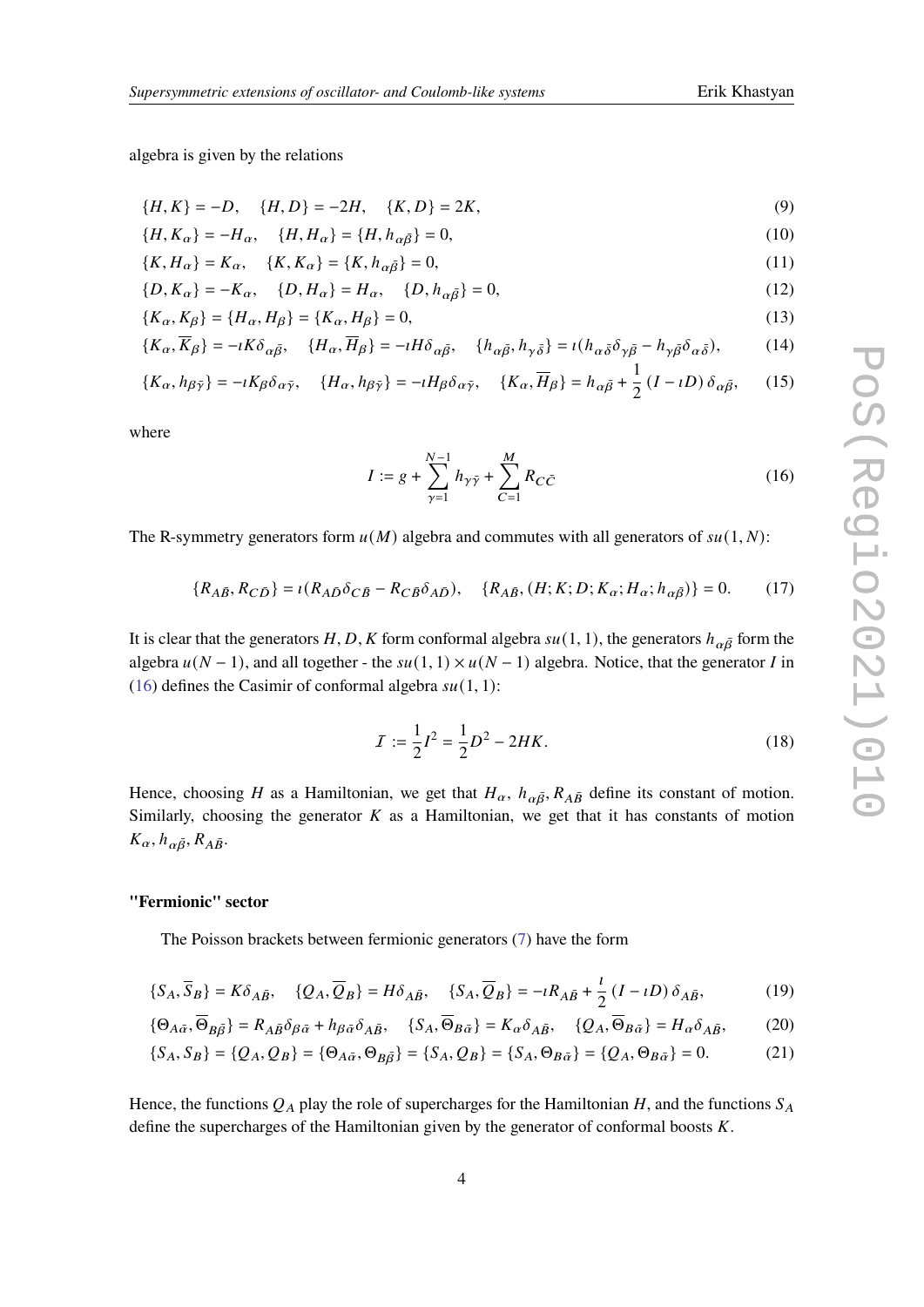algebra is given by the relations

$$\{H, K\} = -D, \quad \{H, D\} = -2H, \quad \{K, D\} = 2K, \tag{9}$$

$$\{H, K_\alpha\} = -H_\alpha, \quad \{H, H_\alpha\} = \{H, h_{\alpha\bar{\beta}}\} = 0, \tag{10}$$

$$\{K, H_\alpha\} = K_\alpha, \quad \{K, K_\alpha\} = \{K, h_{\alpha\bar{\beta}}\} = 0, \tag{11}$$

$$\{D, K_\alpha\} = -K_\alpha, \quad \{D, H_\alpha\} = H_\alpha, \quad \{D, h_{\alpha\bar{\beta}}\} = 0, \tag{12}$$

$$\{K_\alpha, K_\beta\} = \{H_\alpha, H_\beta\} = \{K_\alpha, H_\beta\} = 0, \tag{13}$$

$$\{K_\alpha, \overline{K}_\beta\} = -\imath K \delta_{\alpha\bar{\beta}}, \quad \{H_\alpha, \overline{H}_\beta\} = -\imath H \delta_{\alpha\bar{\beta}}, \quad \{h_{\alpha\bar{\beta}}, h_{\gamma\bar{\delta}}\} = \imath (h_{\alpha\bar{\delta}} \delta_{\gamma\bar{\beta}} - h_{\gamma\bar{\beta}} \delta_{\alpha\bar{\delta}}), \tag{14}$$

$$\{K_\alpha, h_{\beta\bar{\gamma}}\} = -\imath K_\beta \delta_{\alpha\bar{\gamma}}, \quad \{H_\alpha, h_{\beta\bar{\gamma}}\} = -\imath H_\beta \delta_{\alpha\bar{\gamma}}, \quad \{K_\alpha, \overline{H}_\beta\} = h_{\alpha\bar{\beta}} + \frac{1}{2}\left(I - \imath D\right)\delta_{\alpha\bar{\beta}}, \tag{15}$$

where

$$I := g + \sum_{\gamma=1}^{N-1} h_{\gamma\bar{\gamma}} + \sum_{C=1}^{M} R_{C\bar{C}} \tag{16}$$

The R-symmetry generators form $u(M)$ algebra and commutes with all generators of $su(1, N)$:

$$\{R_{A\bar{B}}, R_{C\bar{D}}\} = \imath (R_{A\bar{D}} \delta_{C\bar{B}} - R_{C\bar{B}} \delta_{A\bar{D}}), \quad \{R_{A\bar{B}}, (H; K; D; K_\alpha; H_\alpha; h_{\alpha\bar{\beta}})\} = 0. \tag{17}$$

It is clear that the generators $H, D, K$ form conformal algebra $su(1, 1)$, the generators $h_{\alpha\bar{\beta}}$ form the algebra $u(N-1)$, and all together - the $su(1, 1) \times u(N-1)$ algebra. Notice, that the generator $I$ in (16) defines the Casimir of conformal algebra $su(1, 1)$:

$$\mathcal{I} := \frac{1}{2} I^2 = \frac{1}{2} D^2 - 2HK. \tag{18}$$

Hence, choosing $H$ as a Hamiltonian, we get that $H_\alpha$, $h_{\alpha\bar{\beta}}, R_{A\bar{B}}$ define its constant of motion. Similarly, choosing the generator $K$ as a Hamiltonian, we get that it has constants of motion $K_\alpha, h_{\alpha\bar{\beta}}, R_{A\bar{B}}$.

**"Fermionic" sector**

The Poisson brackets between fermionic generators (7) have the form

$$\{S_A, \overline{S}_B\} = K \delta_{A\bar{B}}, \quad \{Q_A, \overline{Q}_B\} = H \delta_{A\bar{B}}, \quad \{S_A, \overline{Q}_B\} = -\imath R_{A\bar{B}} + \frac{\imath}{2}\left(I - \imath D\right)\delta_{A\bar{B}}, \tag{19}$$

$$\{\Theta_{A\bar{\alpha}}, \overline{\Theta}_{B\bar{\beta}}\} = R_{A\bar{B}} \delta_{\beta\bar{\alpha}} + h_{\beta\bar{\alpha}} \delta_{A\bar{B}}, \quad \{S_A, \overline{\Theta}_{B\bar{\alpha}}\} = K_\alpha \delta_{A\bar{B}}, \quad \{Q_A, \overline{\Theta}_{B\bar{\alpha}}\} = H_\alpha \delta_{A\bar{B}}, \tag{20}$$

$$\{S_A, S_B\} = \{Q_A, Q_B\} = \{\Theta_{A\bar{\alpha}}, \Theta_{B\bar{\beta}}\} = \{S_A, Q_B\} = \{S_A, \Theta_{B\bar{\alpha}}\} = \{Q_A, \Theta_{B\bar{\alpha}}\} = 0. \tag{21}$$

Hence, the functions $Q_A$ play the role of supercharges for the Hamiltonian $H$, and the functions $S_A$ define the supercharges of the Hamiltonian given by the generator of conformal boosts $K$.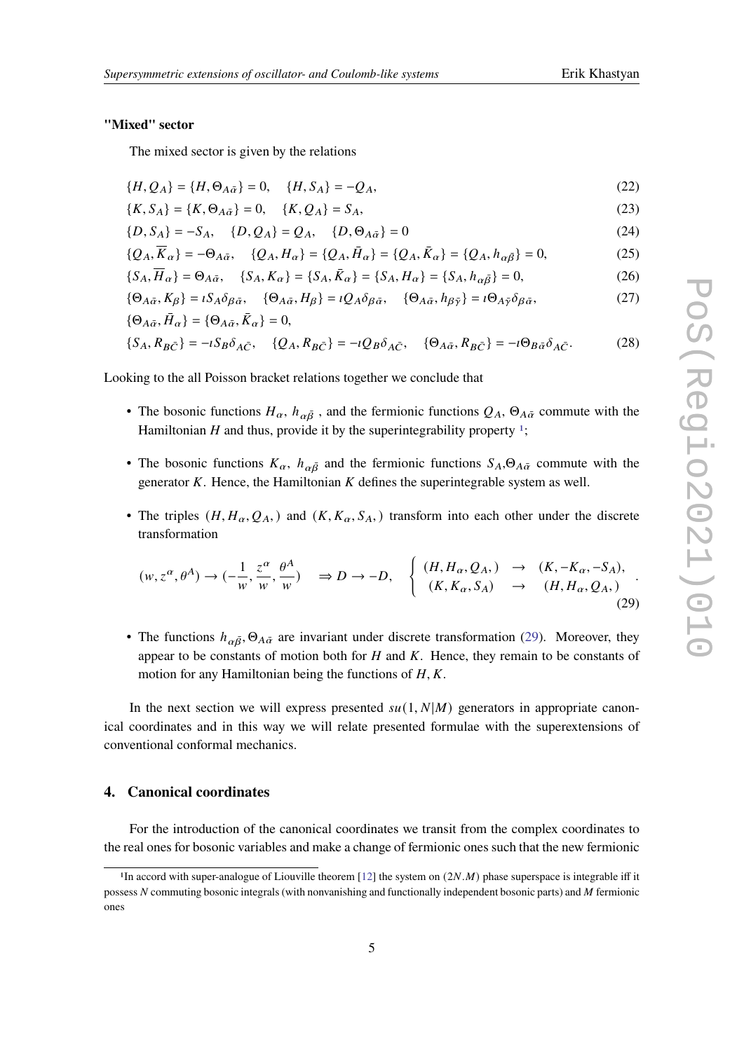**"Mixed" sector**

The mixed sector is given by the relations

$$\{H, Q_A\} = \{H, \Theta_{A\bar{\alpha}}\} = 0, \quad \{H, S_A\} = -Q_A, \tag{22}$$

$$\{K, S_A\} = \{K, \Theta_{A\bar{\alpha}}\} = 0, \quad \{K, Q_A\} = S_A, \tag{23}$$

$$\{D, S_A\} = -S_A, \quad \{D, Q_A\} = Q_A, \quad \{D, \Theta_{A\bar{\alpha}}\} = 0 \tag{24}$$

$$\{Q_A, \overline{K}_\alpha\} = -\Theta_{A\bar{\alpha}}, \quad \{Q_A, H_\alpha\} = \{Q_A, \bar{H}_\alpha\} = \{Q_A, \bar{K}_\alpha\} = \{Q_A, h_{\alpha\bar{\beta}}\} = 0, \tag{25}$$

$$\{S_A, \overline{H}_\alpha\} = \Theta_{A\bar{\alpha}}, \quad \{S_A, K_\alpha\} = \{S_A, \bar{K}_\alpha\} = \{S_A, H_\alpha\} = \{S_A, h_{\alpha\bar{\beta}}\} = 0, \tag{26}$$

$$\{\Theta_{A\bar{\alpha}}, K_\beta\} = \imath S_A \delta_{\beta\bar{\alpha}}, \quad \{\Theta_{A\bar{\alpha}}, H_\beta\} = \imath Q_A \delta_{\beta\bar{\alpha}}, \quad \{\Theta_{A\bar{\alpha}}, h_{\beta\bar{\gamma}}\} = \imath \Theta_{A\bar{\gamma}} \delta_{\beta\bar{\alpha}}, \tag{27}$$

$$\{\Theta_{A\bar{\alpha}}, \bar{H}_\alpha\} = \{\Theta_{A\bar{\alpha}}, \bar{K}_\alpha\} = 0,$$

$$\{S_A, R_{B\bar{C}}\} = -\imath S_B \delta_{A\bar{C}}, \quad \{Q_A, R_{B\bar{C}}\} = -\imath Q_B \delta_{A\bar{C}}, \quad \{\Theta_{A\bar{\alpha}}, R_{B\bar{C}}\} = -\imath \Theta_{B\bar{\alpha}} \delta_{A\bar{C}}. \tag{28}$$

Looking to the all Poisson bracket relations together we conclude that

- The bosonic functions $H_\alpha$, $h_{\alpha\bar{\beta}}$ , and the fermionic functions $Q_A$, $\Theta_{A\bar{\alpha}}$ commute with the Hamiltonian $H$ and thus, provide it by the superintegrability property [1];
- The bosonic functions $K_\alpha$, $h_{\alpha\bar{\beta}}$ and the fermionic functions $S_A$,$\Theta_{A\bar{\alpha}}$ commute with the generator $K$. Hence, the Hamiltonian $K$ defines the superintegrable system as well.
- The triples $(H, H_\alpha, Q_A,)$ and $(K, K_\alpha, S_A,)$ transform into each other under the discrete transformation

$$(w, z^\alpha, \theta^A) \to (-\frac{1}{w}, \frac{z^\alpha}{w}, \frac{\theta^A}{w}) \quad \Rightarrow D \to -D, \quad \begin{cases} (H, H_\alpha, Q_A,) & \to \quad (K, -K_\alpha, -S_A), \\ (K, K_\alpha, S_A) & \to \quad (H, H_\alpha, Q_A,) \end{cases}. \tag{29}$$

- The functions $h_{\alpha\bar{\beta}}, \Theta_{A\bar{\alpha}}$ are invariant under discrete transformation (29). Moreover, they appear to be constants of motion both for $H$ and $K$. Hence, they remain to be constants of motion for any Hamiltonian being the functions of $H, K$.

In the next section we will express presented $su(1, N|M)$ generators in appropriate canonical coordinates and in this way we will relate presented formulae with the superextensions of conventional conformal mechanics.

## 4. Canonical coordinates

For the introduction of the canonical coordinates we transit from the complex coordinates to the real ones for bosonic variables and make a change of fermionic ones such that the new fermionic

[1] In accord with super-analogue of Liouville theorem [12] the system on $(2N.M)$ phase superspace is integrable iff it possess $N$ commuting bosonic integrals (with nonvanishing and functionally independent bosonic parts) and $M$ fermionic ones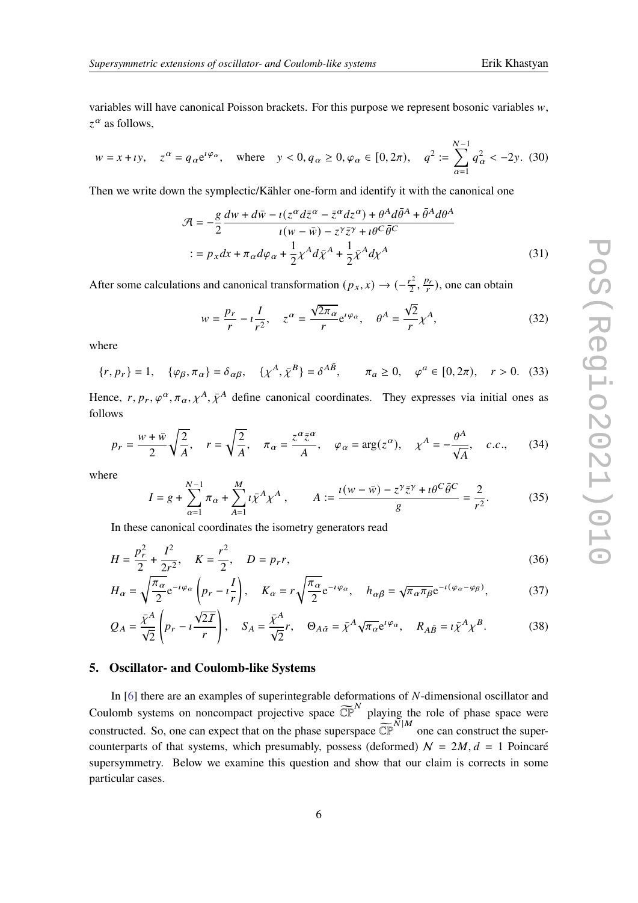variables will have canonical Poisson brackets. For this purpose we represent bosonic variables $w$, $z^\alpha$ as follows,

$$w = x + \imath y, \quad z^\alpha = q_\alpha e^{\imath\varphi_\alpha}, \quad \text{where} \quad y < 0, q_\alpha \geq 0, \varphi_\alpha \in [0, 2\pi), \quad q^2 := \sum_{\alpha=1}^{N-1} q_\alpha^2 < -2y. \tag{30}$$

Then we write down the symplectic/Kähler one-form and identify it with the canonical one

$$\begin{aligned}\mathcal{A} &= -\frac{g}{2}\frac{dw + d\bar{w} - \imath(z^\alpha d\bar{z}^\alpha - \bar{z}^\alpha dz^\alpha) + \theta^A d\bar{\theta}^A + \bar{\theta}^A d\theta^A}{\imath(w - \bar{w}) - z^\gamma \bar{z}^\gamma + \imath\theta^C\bar{\theta}^C} \\ &:= p_x dx + \pi_\alpha d\varphi_\alpha + \frac{1}{2}\chi^A d\bar{\chi}^A + \frac{1}{2}\bar{\chi}^A d\chi^A\end{aligned} \tag{31}$$

After some calculations and canonical transformation $(p_x, x) \to (-\frac{r^2}{2}, \frac{p_r}{r})$, one can obtain

$$w = \frac{p_r}{r} - \imath\frac{I}{r^2}, \quad z^\alpha = \frac{\sqrt{2\pi_\alpha}}{r}e^{\imath\varphi_\alpha}, \quad \theta^A = \frac{\sqrt{2}}{r}\chi^A, \tag{32}$$

where

$$\{r, p_r\} = 1, \quad \{\varphi_\beta, \pi_\alpha\} = \delta_{\alpha\beta}, \quad \{\chi^A, \bar{\chi}^B\} = \delta^{A\bar{B}}, \qquad \pi_a \geq 0, \quad \varphi^a \in [0, 2\pi), \quad r > 0. \tag{33}$$

Hence, $r, p_r, \varphi^\alpha, \pi_\alpha, \chi^A, \bar{\chi}^A$ define canonical coordinates. They expresses via initial ones as follows

$$p_r = \frac{w + \bar{w}}{2}\sqrt{\frac{2}{A}}, \quad r = \sqrt{\frac{2}{A}}, \quad \pi_\alpha = \frac{z^\alpha\bar{z}^\alpha}{A}, \quad \varphi_\alpha = \arg(z^\alpha), \quad \chi^A = -\frac{\theta^A}{\sqrt{A}}, \quad c.c., \tag{34}$$

where

$$I = g + \sum_{\alpha=1}^{N-1}\pi_\alpha + \sum_{A=1}^{M}\imath\bar{\chi}^A\chi^A, \qquad A := \frac{\imath(w - \bar{w}) - z^\gamma\bar{z}^\gamma + \imath\theta^C\bar{\theta}^C}{g} = \frac{2}{r^2}. \tag{35}$$

In these canonical coordinates the isometry generators read

$$H = \frac{p_r^2}{2} + \frac{I^2}{2r^2}, \quad K = \frac{r^2}{2}, \quad D = p_r r, \tag{36}$$

$$H_\alpha = \sqrt{\frac{\pi_\alpha}{2}}e^{-\imath\varphi_\alpha}\left(p_r - \imath\frac{I}{r}\right), \quad K_\alpha = r\sqrt{\frac{\pi_\alpha}{2}}e^{-\imath\varphi_\alpha}, \quad h_{\alpha\bar{\beta}} = \sqrt{\pi_\alpha\pi_\beta}e^{-\imath(\varphi_\alpha - \varphi_\beta)}, \tag{37}$$

$$Q_A = \frac{\bar{\chi}^A}{\sqrt{2}}\left(p_r - \imath\frac{\sqrt{2I}}{r}\right), \quad S_A = \frac{\bar{\chi}^A}{\sqrt{2}}r, \quad \Theta_{A\bar{\alpha}} = \bar{\chi}^A\sqrt{\pi_\alpha}e^{\imath\varphi_\alpha}, \quad R_{A\bar{B}} = \imath\bar{\chi}^A\chi^B. \tag{38}$$

## 5. Oscillator- and Coulomb-like Systems

In [6] there are an examples of superintegrable deformations of $N$-dimensional oscillator and Coulomb systems on noncompact projective space $\widetilde{\mathbb{CP}}^N$ playing the role of phase space were constructed. So, one can expect that on the phase superspace $\widetilde{\mathbb{CP}}^{N|M}$ one can construct the super-counterparts of that systems, which presumably, possess (deformed) $\mathcal{N} = 2M, d = 1$ Poincaré supersymmetry. Below we examine this question and show that our claim is corrects in some particular cases.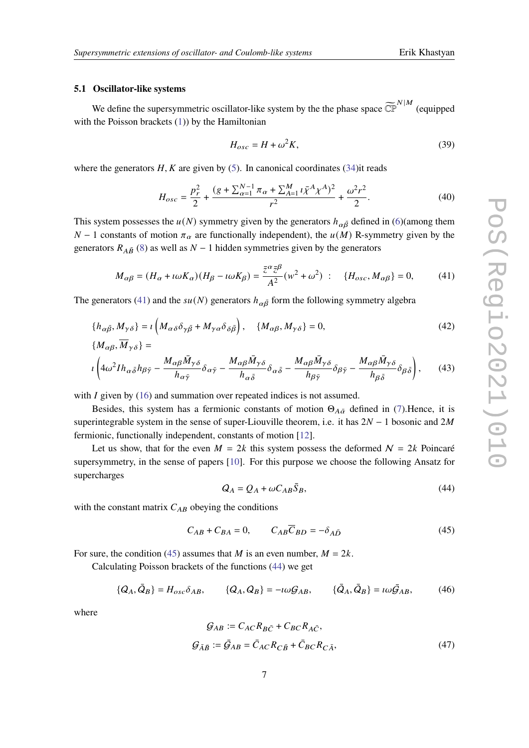### 5.1 Oscillator-like systems

We define the supersymmetric oscillator-like system by the the phase space $\widetilde{\mathbb{CP}}^{N|M}$ (equipped with the Poisson brackets (1)) by the Hamiltonian

$$H_{osc} = H + \omega^2 K, \tag{39}$$

where the generators $H, K$ are given by (5). In canonical coordinates (34)it reads

$$H_{osc} = \frac{p_r^2}{2} + \frac{(g + \sum_{\alpha=1}^{N-1} \pi_\alpha + \sum_{A=1}^{M} \imath \bar{\chi}^A \chi^A)^2}{r^2} + \frac{\omega^2 r^2}{2}. \tag{40}$$

This system possesses the $u(N)$ symmetry given by the generators $h_{\alpha\bar{\beta}}$ defined in (6)(among them $N-1$ constants of motion $\pi_\alpha$ are functionally independent), the $u(M)$ R-symmetry given by the generators $R_{A\bar{B}}$ (8) as well as $N-1$ hidden symmetries given by the generators

$$M_{\alpha\beta} = (H_\alpha + \imath\omega K_\alpha)(H_\beta - \imath\omega K_\beta) = \frac{\bar{z}^\alpha \bar{z}^\beta}{A^2}(w^2 + \omega^2) \;\; : \quad \{H_{osc}, M_{\alpha\beta}\} = 0, \tag{41}$$

The generators (41) and the $su(N)$ generators $h_{\alpha\bar{\beta}}$ form the following symmetry algebra

$$\{h_{\alpha\bar{\beta}}, M_{\gamma\delta}\} = \imath\left(M_{\alpha\delta}\delta_{\gamma\bar{\beta}} + M_{\gamma\alpha}\delta_{\delta\bar{\beta}}\right), \quad \{M_{\alpha\beta}, M_{\gamma\delta}\} = 0, \tag{42}$$

$$\{M_{\alpha\beta}, \overline{M}_{\gamma\delta}\} =$$
$$\imath\left(4\omega^2 I h_{\alpha\bar{\delta}} h_{\beta\bar{\gamma}} - \frac{M_{\alpha\beta}\bar{M}_{\gamma\delta}}{h_{\alpha\bar{\gamma}}}\delta_{\alpha\bar{\gamma}} - \frac{M_{\alpha\beta}\bar{M}_{\gamma\delta}}{h_{\alpha\bar{\delta}}}\delta_{\alpha\bar{\delta}} - \frac{M_{\alpha\beta}\bar{M}_{\gamma\delta}}{h_{\beta\bar{\gamma}}}\delta_{\beta\bar{\gamma}} - \frac{M_{\alpha\beta}\bar{M}_{\gamma\delta}}{h_{\beta\bar{\delta}}}\delta_{\beta\bar{\delta}}\right), \tag{43}$$

with $I$ given by (16) and summation over repeated indices is not assumed.

Besides, this system has a fermionic constants of motion $\Theta_{A\bar{\alpha}}$ defined in (7).Hence, it is superintegrable system in the sense of super-Liouville theorem, i.e. it has $2N-1$ bosonic and $2M$ fermionic, functionally independent, constants of motion [12].

Let us show, that for the even $M = 2k$ this system possess the deformed $\mathcal{N} = 2k$ Poincaré supersymmetry, in the sense of papers [10]. For this purpose we choose the following Ansatz for supercharges

$$\mathcal{Q}_A = Q_A + \omega C_{AB}\bar{S}_B, \tag{44}$$

with the constant matrix $C_{AB}$ obeying the conditions

$$C_{AB} + C_{BA} = 0, \qquad C_{AB}\overline{C}_{BD} = -\delta_{A\bar{D}} \tag{45}$$

For sure, the condition (45) assumes that $M$ is an even number, $M = 2k$.

Calculating Poisson brackets of the functions (44) we get

$$\{\mathcal{Q}_A, \bar{\mathcal{Q}}_B\} = H_{osc}\delta_{AB}, \qquad \{\mathcal{Q}_A, \mathcal{Q}_B\} = -\imath\omega\mathcal{G}_{AB}, \qquad \{\bar{\mathcal{Q}}_A, \bar{\mathcal{Q}}_B\} = \imath\omega\bar{\mathcal{G}}_{AB}, \tag{46}$$

where

$$\mathcal{G}_{AB} := C_{AC}R_{B\bar{C}} + C_{BC}R_{A\bar{C}},$$
$$\mathcal{G}_{\bar{A}\bar{B}} := \bar{\mathcal{G}}_{AB} = \bar{C}_{AC}R_{C\bar{B}} + \bar{C}_{BC}R_{C\bar{A}}, \tag{47}$$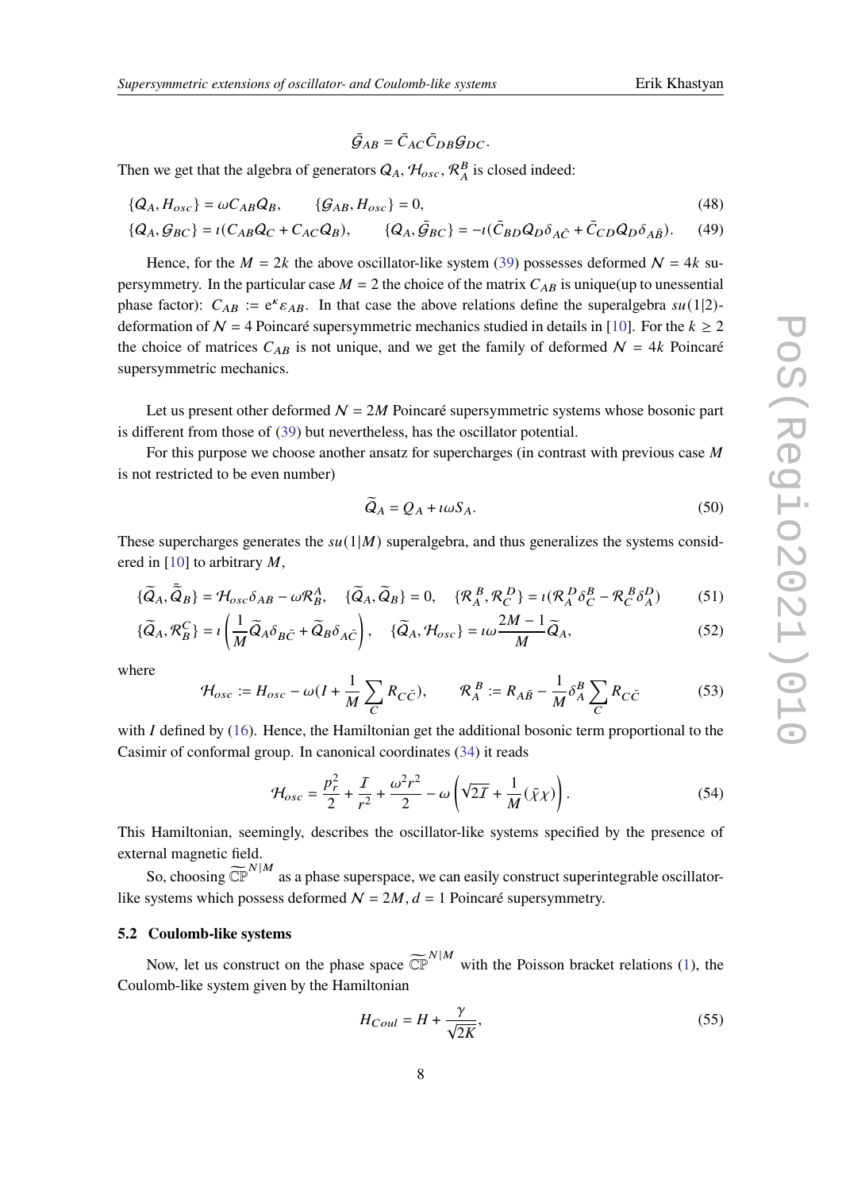$$\bar{\mathcal{G}}_{AB} = \bar{C}_{AC}\bar{C}_{DB}\mathcal{G}_{DC}.$$

Then we get that the algebra of generators $Q_A$, $\mathcal{H}_{osc}$, $\mathcal{R}_A^B$ is closed indeed:

$$\{Q_A, H_{osc}\} = \omega C_{AB} Q_B, \qquad \{\mathcal{G}_{AB}, H_{osc}\} = 0, \tag{48}$$

$$\{Q_A, \mathcal{G}_{BC}\} = \imath(C_{AB}Q_C + C_{AC}Q_B), \qquad \{Q_A, \bar{\mathcal{G}}_{BC}\} = -\imath(\bar{C}_{BD}Q_D\delta_{A\bar{C}} + \bar{C}_{CD}Q_D\delta_{A\bar{B}}). \tag{49}$$

Hence, for the $M = 2k$ the above oscillator-like system (39) possesses deformed $\mathcal{N} = 4k$ supersymmetry. In the particular case $M = 2$ the choice of the matrix $C_{AB}$ is unique(up to unessential phase factor): $C_{AB} := e^{\kappa}\varepsilon_{AB}$. In that case the above relations define the superalgebra $su(1|2)$-deformation of $\mathcal{N} = 4$ Poincaré supersymmetric mechanics studied in details in [10]. For the $k \geq 2$ the choice of matrices $C_{AB}$ is not unique, and we get the family of deformed $\mathcal{N} = 4k$ Poincaré supersymmetric mechanics.

Let us present other deformed $\mathcal{N} = 2M$ Poincaré supersymmetric systems whose bosonic part is different from those of (39) but nevertheless, has the oscillator potential.

For this purpose we choose another ansatz for supercharges (in contrast with previous case $M$ is not restricted to be even number)

$$\widetilde{Q}_A = Q_A + \imath\omega S_A. \tag{50}$$

These supercharges generates the $su(1|M)$ superalgebra, and thus generalizes the systems considered in [10] to arbitrary $M$,

$$\{\widetilde{Q}_A, \bar{\widetilde{Q}}_B\} = \mathcal{H}_{osc}\delta_{AB} - \omega\mathcal{R}_B^A, \quad \{\widetilde{Q}_A, \widetilde{Q}_B\} = 0, \quad \{\mathcal{R}_A^B, \mathcal{R}_C^D\} = \imath(\mathcal{R}_A^D\delta_C^B - \mathcal{R}_C^B\delta_A^D) \tag{51}$$

$$\{\widetilde{Q}_A, \mathcal{R}_B^C\} = \imath\left(\frac{1}{M}\widetilde{Q}_A\delta_{B\bar{C}} + \widetilde{Q}_B\delta_{A\bar{C}}\right), \quad \{\widetilde{Q}_A, \mathcal{H}_{osc}\} = \imath\omega\frac{2M-1}{M}\widetilde{Q}_A, \tag{52}$$

where

$$\mathcal{H}_{osc} := H_{osc} - \omega(I + \frac{1}{M}\sum_C R_{C\bar{C}}), \qquad \mathcal{R}_A^B := R_{A\bar{B}} - \frac{1}{M}\delta_A^B\sum_C R_{C\bar{C}} \tag{53}$$

with $I$ defined by (16). Hence, the Hamiltonian get the additional bosonic term proportional to the Casimir of conformal group. In canonical coordinates (34) it reads

$$\mathcal{H}_{osc} = \frac{p_r^2}{2} + \frac{\mathcal{I}}{r^2} + \frac{\omega^2 r^2}{2} - \omega\left(\sqrt{2\mathcal{I}} + \frac{1}{M}(\bar{\chi}\chi)\right). \tag{54}$$

This Hamiltonian, seemingly, describes the oscillator-like systems specified by the presence of external magnetic field.

So, choosing $\widetilde{\mathbb{CP}}^{N|M}$ as a phase superspace, we can easily construct superintegrable oscillator-like systems which possess deformed $\mathcal{N} = 2M, d = 1$ Poincaré supersymmetry.

### 5.2 Coulomb-like systems

Now, let us construct on the phase space $\widetilde{\mathbb{CP}}^{N|M}$ with the Poisson bracket relations (1), the Coulomb-like system given by the Hamiltonian

$$H_{Coul} = H + \frac{\gamma}{\sqrt{2K}}, \tag{55}$$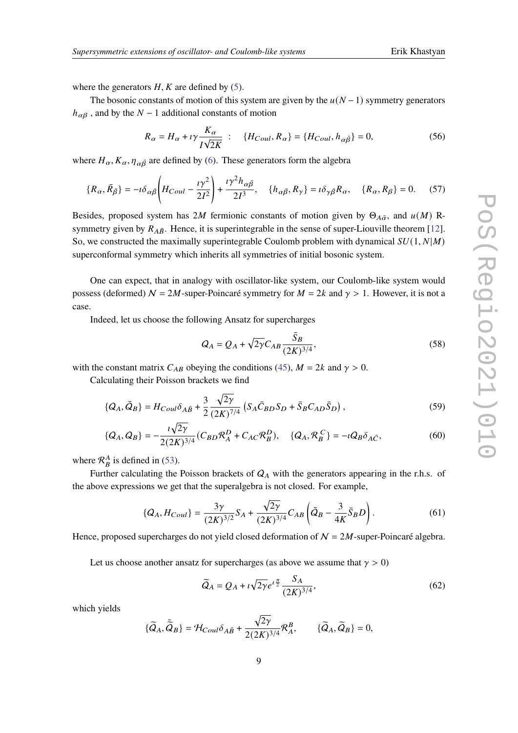where the generators $H, K$ are defined by (5).

The bosonic constants of motion of this system are given by the $u(N-1)$ symmetry generators $h_{\alpha\beta}$ , and by the $N-1$ additional constants of motion

$$R_\alpha = H_\alpha + \imath\gamma \frac{K_\alpha}{I\sqrt{2K}} \quad : \quad \{H_{Coul}, R_\alpha\} = \{H_{Coul}, h_{\alpha\bar{\beta}}\} = 0, \tag{56}$$

where $H_\alpha, K_\alpha, \eta_{\alpha\bar{\beta}}$ are defined by (6). These generators form the algebra

$$\{R_\alpha, \bar{R}_{\bar{\beta}}\} = -\imath\delta_{\alpha\bar{\beta}}\left(H_{Coul} - \frac{\imath\gamma^2}{2I^2}\right) + \frac{\imath\gamma^2 h_{\alpha\bar{\beta}}}{2I^3}, \quad \{h_{\alpha\bar{\beta}}, R_\gamma\} = \imath\delta_{\gamma\bar{\beta}}R_\alpha, \quad \{R_\alpha, R_\beta\} = 0. \tag{57}$$

Besides, proposed system has $2M$ fermionic constants of motion given by $\Theta_{A\bar{\alpha}}$, and $u(M)$ R-symmetry given by $R_{A\bar{B}}$. Hence, it is superintegrable in the sense of super-Liouville theorem [12]. So, we constructed the maximally superintegrable Coulomb problem with dynamical $SU(1,N|M)$ superconformal symmetry which inherits all symmetries of initial bosonic system.

One can expect, that in analogy with oscillator-like system, our Coulomb-like system would possess (deformed) $\mathcal{N} = 2M$-super-Poincaré symmetry for $M = 2k$ and $\gamma > 1$. However, it is not a case.

Indeed, let us choose the following Ansatz for supercharges

$$\mathcal{Q}_A = Q_A + \sqrt{2\gamma}C_{AB}\frac{\bar{S}_B}{(2K)^{3/4}}, \tag{58}$$

with the constant matrix $C_{AB}$ obeying the conditions (45), $M = 2k$ and $\gamma > 0$.

Calculating their Poisson brackets we find

$$\{\mathcal{Q}_A, \bar{\mathcal{Q}}_B\} = H_{Coul}\delta_{A\bar{B}} + \frac{3}{2}\frac{\sqrt{2\gamma}}{(2K)^{7/4}}\left(S_A\bar{C}_{BD}S_D + \bar{S}_B C_{AD}\bar{S}_D\right), \tag{59}$$

$$\{\mathcal{Q}_A, \mathcal{Q}_B\} = -\frac{\imath\sqrt{2\gamma}}{2(2K)^{3/4}}(C_{BD}\mathcal{R}^D_A + C_{AC}\mathcal{R}^D_B), \quad \{\mathcal{Q}_A, \mathcal{R}^C_B\} = -\imath\mathcal{Q}_B\delta_{A\bar{C}}, \tag{60}$$

where $\mathcal{R}^A_B$ is defined in (53).

Further calculating the Poisson brackets of $\mathcal{Q}_A$ with the generators appearing in the r.h.s. of the above expressions we get that the superalgebra is not closed. For example,

$$\{\mathcal{Q}_A, H_{Coul}\} = \frac{3\gamma}{(2K)^{3/2}}S_A + \frac{\sqrt{2\gamma}}{(2K)^{3/4}}C_{AB}\left(\bar{Q}_B - \frac{3}{4K}\bar{S}_B D\right). \tag{61}$$

Hence, proposed supercharges do not yield closed deformation of $\mathcal{N} = 2M$-super-Poincaré algebra.

Let us choose another ansatz for supercharges (as above we assume that $\gamma > 0$)

$$\widetilde{\mathcal{Q}}_A = Q_A + \imath\sqrt{2\gamma}e^{\imath\frac{\pi}{2}}\frac{S_A}{(2K)^{3/4}}, \tag{62}$$

which yields

$$\{\widetilde{\mathcal{Q}}_A, \bar{\widetilde{\mathcal{Q}}}_B\} = \mathcal{H}_{Coul}\delta_{A\bar{B}} + \frac{\sqrt{2\gamma}}{2(2K)^{3/4}}\mathcal{R}^B_A, \qquad \{\widetilde{\mathcal{Q}}_A, \widetilde{\mathcal{Q}}_B\} = 0,$$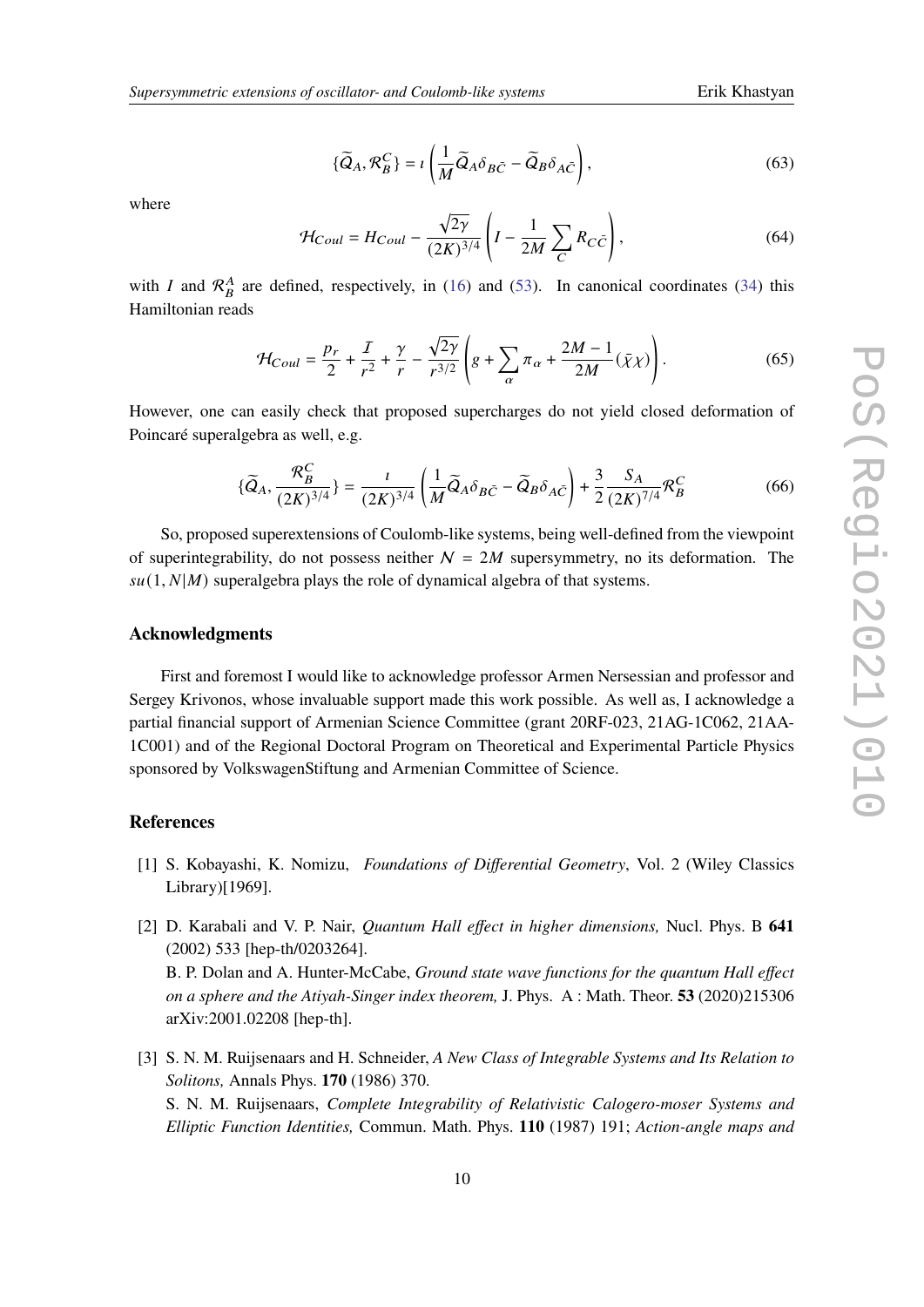$$\{\widetilde{Q}_A, \mathcal{R}_B^C\} = \imath\left(\frac{1}{M}\widetilde{Q}_A\delta_{B\bar{C}} - \widetilde{Q}_B\delta_{A\bar{C}}\right), \tag{63}$$

where

$$\mathcal{H}_{Coul} = H_{Coul} - \frac{\sqrt{2\gamma}}{(2K)^{3/4}}\left(I - \frac{1}{2M}\sum_C R_{C\bar{C}}\right), \tag{64}$$

with $I$ and $\mathcal{R}_B^A$ are defined, respectively, in (16) and (53). In canonical coordinates (34) this Hamiltonian reads

$$\mathcal{H}_{Coul} = \frac{p_r}{2} + \frac{\mathcal{I}}{r^2} + \frac{\gamma}{r} - \frac{\sqrt{2\gamma}}{r^{3/2}}\left(g + \sum_\alpha \pi_\alpha + \frac{2M-1}{2M}(\bar{\chi}\chi)\right). \tag{65}$$

However, one can easily check that proposed supercharges do not yield closed deformation of Poincaré superalgebra as well, e.g.

$$\{\widetilde{Q}_A, \frac{\mathcal{R}_B^C}{(2K)^{3/4}}\} = \frac{\imath}{(2K)^{3/4}}\left(\frac{1}{M}\widetilde{Q}_A\delta_{B\bar{C}} - \widetilde{Q}_B\delta_{A\bar{C}}\right) + \frac{3}{2}\frac{S_A}{(2K)^{7/4}}\mathcal{R}_B^C \tag{66}$$

So, proposed superextensions of Coulomb-like systems, being well-defined from the viewpoint of superintegrability, do not possess neither $\mathcal{N} = 2M$ supersymmetry, no its deformation. The $su(1, N|M)$ superalgebra plays the role of dynamical algebra of that systems.

## Acknowledgments

First and foremost I would like to acknowledge professor Armen Nersessian and professor and Sergey Krivonos, whose invaluable support made this work possible. As well as, I acknowledge a partial financial support of Armenian Science Committee (grant 20RF-023, 21AG-1C062, 21AA-1C001) and of the Regional Doctoral Program on Theoretical and Experimental Particle Physics sponsored by VolkswagenStiftung and Armenian Committee of Science.

## References

[1] S. Kobayashi, K. Nomizu, *Foundations of Differential Geometry*, Vol. 2 (Wiley Classics Library)[1969].

[2] D. Karabali and V. P. Nair, *Quantum Hall effect in higher dimensions,* Nucl. Phys. B **641** (2002) 533 [hep-th/0203264].
B. P. Dolan and A. Hunter-McCabe, *Ground state wave functions for the quantum Hall effect on a sphere and the Atiyah-Singer index theorem,* J. Phys. A : Math. Theor. **53** (2020)215306 arXiv:2001.02208 [hep-th].

[3] S. N. M. Ruijsenaars and H. Schneider, *A New Class of Integrable Systems and Its Relation to Solitons,* Annals Phys. **170** (1986) 370.
S. N. M. Ruijsenaars, *Complete Integrability of Relativistic Calogero-moser Systems and Elliptic Function Identities,* Commun. Math. Phys. **110** (1987) 191; *Action-angle maps and*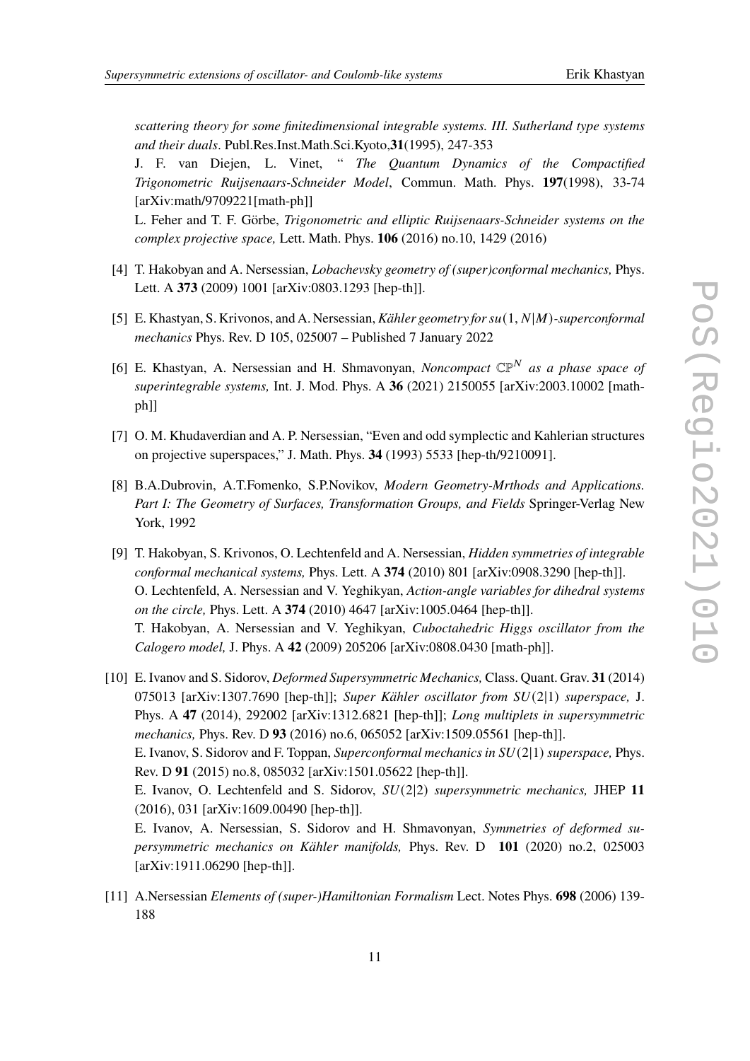*scattering theory for some finitedimensional integrable systems. III. Sutherland type systems and their duals*. Publ.Res.Inst.Math.Sci.Kyoto,**31**(1995), 247-353

J. F. van Diejen, L. Vinet, " *The Quantum Dynamics of the Compactified Trigonometric Ruijsenaars-Schneider Model*, Commun. Math. Phys. **197**(1998), 33-74 [arXiv:math/9709221[math-ph]]

L. Feher and T. F. Görbe, *Trigonometric and elliptic Ruijsenaars-Schneider systems on the complex projective space,* Lett. Math. Phys. **106** (2016) no.10, 1429 (2016)

[4] T. Hakobyan and A. Nersessian, *Lobachevsky geometry of (super)conformal mechanics,* Phys. Lett. A **373** (2009) 1001 [arXiv:0803.1293 [hep-th]].

[5] E. Khastyan, S. Krivonos, and A. Nersessian, *Kähler geometry for $su(1,N|M)$-superconformal mechanics* Phys. Rev. D 105, 025007 – Published 7 January 2022

[6] E. Khastyan, A. Nersessian and H. Shmavonyan, *Noncompact $\mathbb{CP}^N$ as a phase space of superintegrable systems,* Int. J. Mod. Phys. A **36** (2021) 2150055 [arXiv:2003.10002 [math-ph]]

[7] O. M. Khudaverdian and A. P. Nersessian, "Even and odd symplectic and Kahlerian structures on projective superspaces," J. Math. Phys. **34** (1993) 5533 [hep-th/9210091].

[8] B.A.Dubrovin, A.T.Fomenko, S.P.Novikov, *Modern Geometry-Mrthods and Applications. Part I: The Geometry of Surfaces, Transformation Groups, and Fields* Springer-Verlag New York, 1992

[9] T. Hakobyan, S. Krivonos, O. Lechtenfeld and A. Nersessian, *Hidden symmetries of integrable conformal mechanical systems,* Phys. Lett. A **374** (2010) 801 [arXiv:0908.3290 [hep-th]].

O. Lechtenfeld, A. Nersessian and V. Yeghikyan, *Action-angle variables for dihedral systems on the circle,* Phys. Lett. A **374** (2010) 4647 [arXiv:1005.0464 [hep-th]].

T. Hakobyan, A. Nersessian and V. Yeghikyan, *Cuboctahedric Higgs oscillator from the Calogero model,* J. Phys. A **42** (2009) 205206 [arXiv:0808.0430 [math-ph]].

[10] E. Ivanov and S. Sidorov, *Deformed Supersymmetric Mechanics,* Class. Quant. Grav. **31** (2014) 075013 [arXiv:1307.7690 [hep-th]]; *Super Kähler oscillator from $SU(2|1)$ superspace,* J. Phys. A **47** (2014), 292002 [arXiv:1312.6821 [hep-th]]; *Long multiplets in supersymmetric mechanics,* Phys. Rev. D **93** (2016) no.6, 065052 [arXiv:1509.05561 [hep-th]].

E. Ivanov, S. Sidorov and F. Toppan, *Superconformal mechanics in $SU(2|1)$ superspace,* Phys. Rev. D **91** (2015) no.8, 085032 [arXiv:1501.05622 [hep-th]].

E. Ivanov, O. Lechtenfeld and S. Sidorov, *$SU(2|2)$ supersymmetric mechanics,* JHEP **11** (2016), 031 [arXiv:1609.00490 [hep-th]].

E. Ivanov, A. Nersessian, S. Sidorov and H. Shmavonyan, *Symmetries of deformed supersymmetric mechanics on Kähler manifolds,* Phys. Rev. D **101** (2020) no.2, 025003 [arXiv:1911.06290 [hep-th]].

[11] A.Nersessian *Elements of (super-)Hamiltonian Formalism* Lect. Notes Phys. **698** (2006) 139-188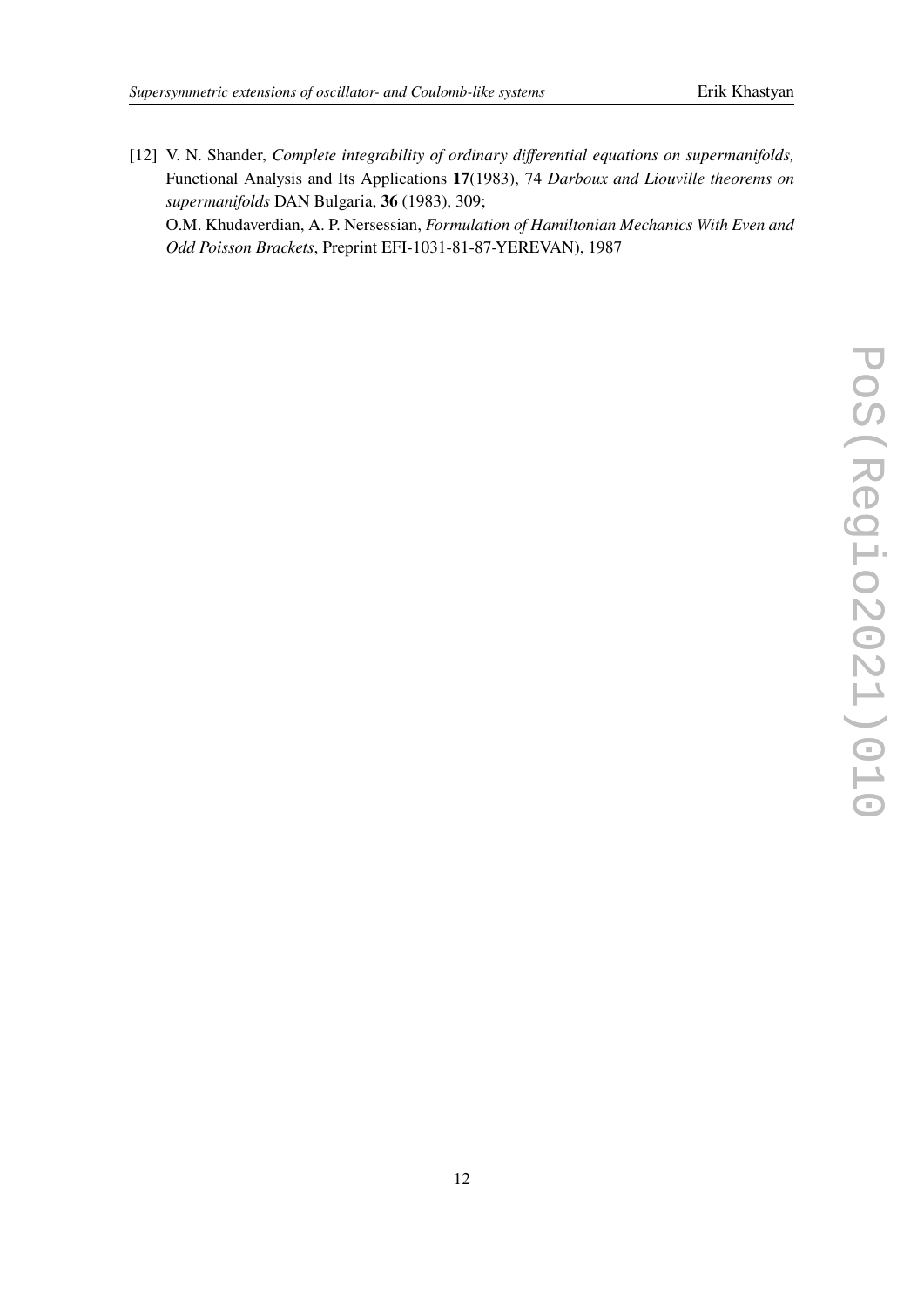[12] V. N. Shander, *Complete integrability of ordinary differential equations on supermanifolds,* Functional Analysis and Its Applications **17**(1983), 74 *Darboux and Liouville theorems on supermanifolds* DAN Bulgaria, **36** (1983), 309;
O.M. Khudaverdian, A. P. Nersessian, *Formulation of Hamiltonian Mechanics With Even and Odd Poisson Brackets*, Preprint EFI-1031-81-87-YEREVAN), 1987